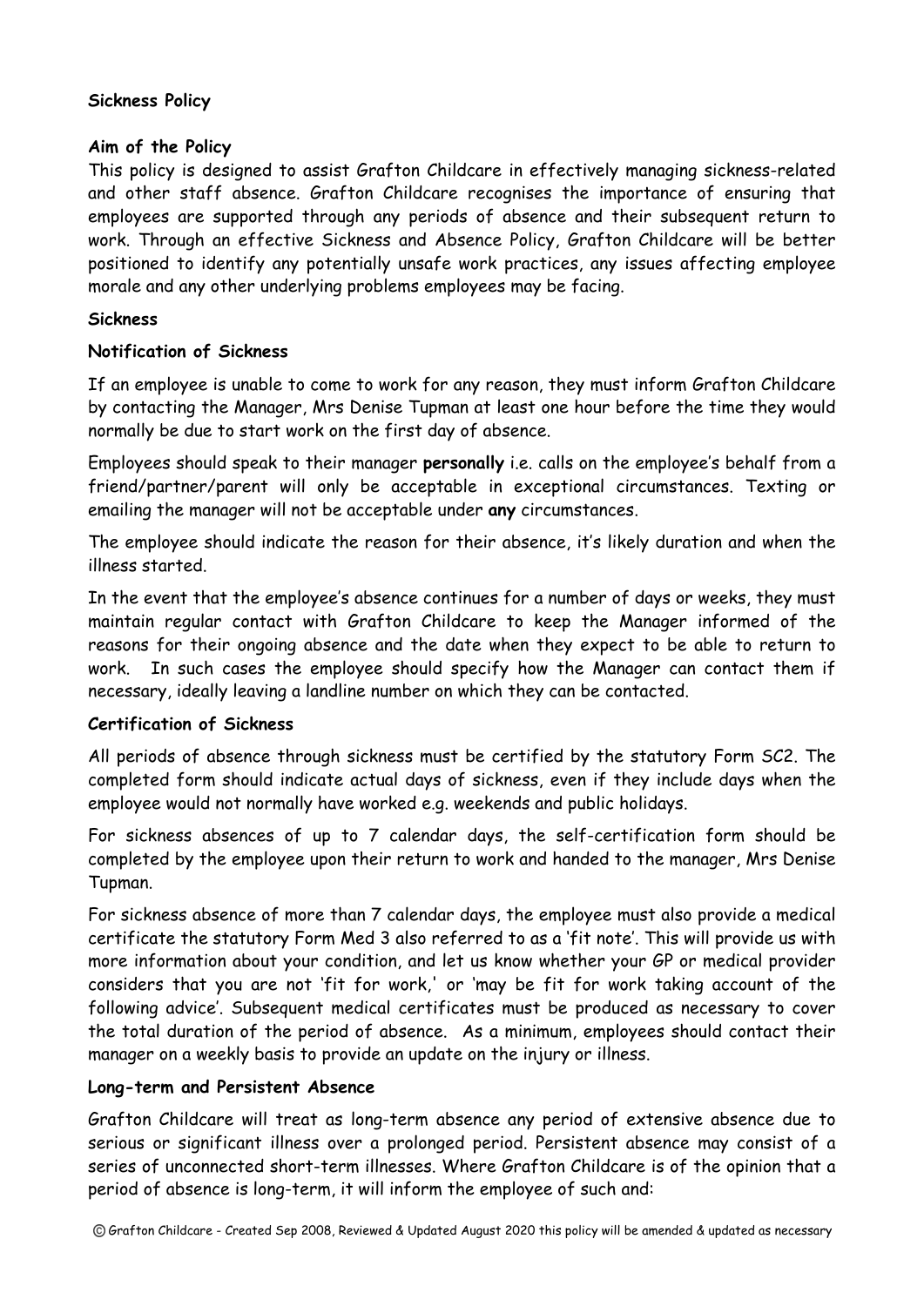**Sickness Policy**

**Aim of the Policy**

This policy is designed to assist Grafton Childcare in effectively managing sickness-related and other staff absence. Grafton Childcare recognises the importance of ensuring that employees are supported through any periods of absence and their subsequent return to work. Through an effective Sickness and Absence Policy, Grafton Childcare will be better positioned to identify any potentially unsafe work practices, any issues affecting employee morale and any other underlying problems employees may be facing.

**Sickness**

**Notification of Sickness**

If an employee is unable to come to work for any reason, they must inform Grafton Childcare by contacting the Manager, Mrs Denise Tupman at least one hour before the time they would normally be due to start work on the first day of absence.

Employees should speak to their manager **personally** i.e. calls on the employee's behalf from a friend/partner/parent will only be acceptable in exceptional circumstances. Texting or emailing the manager will not be acceptable under **any** circumstances.

The employee should indicate the reason for their absence, it's likely duration and when the illness started.

In the event that the employee's absence continues for a number of days or weeks, they must maintain regular contact with Grafton Childcare to keep the Manager informed of the reasons for their ongoing absence and the date when they expect to be able to return to work. In such cases the employee should specify how the Manager can contact them if necessary, ideally leaving a landline number on which they can be contacted.

**Certification of Sickness**

All periods of absence through sickness must be certified by the statutory Form SC2. The completed form should indicate actual days of sickness, even if they include days when the employee would not normally have worked e.g. weekends and public holidays.

For sickness absences of up to 7 calendar days, the self-certification form should be completed by the employee upon their return to work and handed to the manager, Mrs Denise Tupman.

For sickness absence of more than 7 calendar days, the employee must also provide a medical certificate the statutory Form Med 3 also referred to as a 'fit note'. This will provide us with more information about your condition, and let us know whether your GP or medical provider considers that you are not 'fit for work,' or 'may be fit for work taking account of the following advice'. Subsequent medical certificates must be produced as necessary to cover the total duration of the period of absence. As a minimum, employees should contact their manager on a weekly basis to provide an update on the injury or illness.

**Long-term and Persistent Absence**

Grafton Childcare will treat as long-term absence any period of extensive absence due to serious or significant illness over a prolonged period. Persistent absence may consist of a series of unconnected short-term illnesses. Where Grafton Childcare is of the opinion that a period of absence is long-term, it will inform the employee of such and: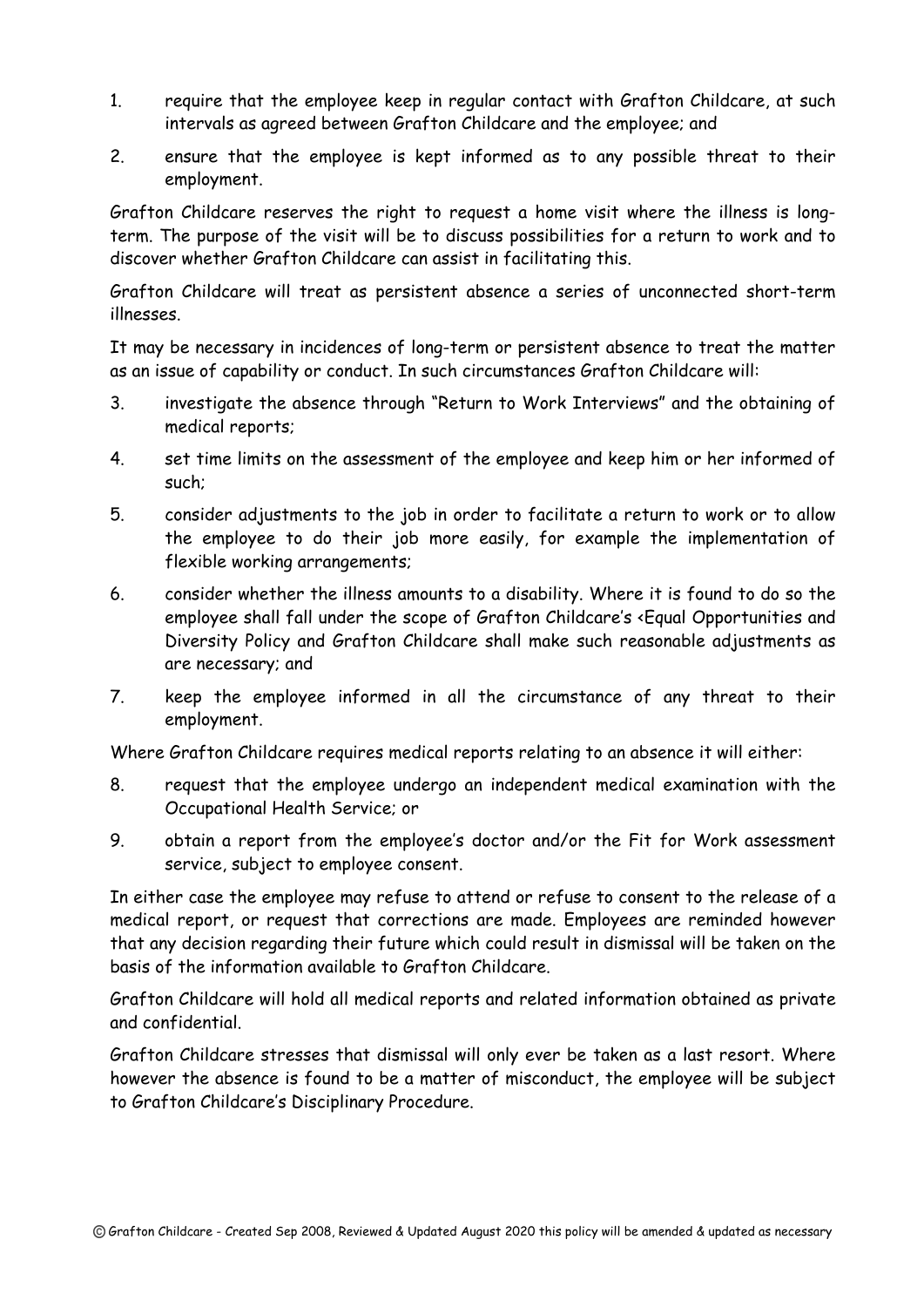1. require that the employee keep in regular contact with Grafton Childcare, at such intervals as agreed between Grafton Childcare and the employee; and
2. ensure that the employee is kept informed as to any possible threat to their employment.

Grafton Childcare reserves the right to request a home visit where the illness is long-term. The purpose of the visit will be to discuss possibilities for a return to work and to discover whether Grafton Childcare can assist in facilitating this.

Grafton Childcare will treat as persistent absence a series of unconnected short-term illnesses.

It may be necessary in incidences of long-term or persistent absence to treat the matter as an issue of capability or conduct. In such circumstances Grafton Childcare will:

3. investigate the absence through "Return to Work Interviews" and the obtaining of medical reports;
4. set time limits on the assessment of the employee and keep him or her informed of such;
5. consider adjustments to the job in order to facilitate a return to work or to allow the employee to do their job more easily, for example the implementation of flexible working arrangements;
6. consider whether the illness amounts to a disability. Where it is found to do so the employee shall fall under the scope of Grafton Childcare's <Equal Opportunities and Diversity Policy and Grafton Childcare shall make such reasonable adjustments as are necessary; and
7. keep the employee informed in all the circumstance of any threat to their employment.

Where Grafton Childcare requires medical reports relating to an absence it will either:

8. request that the employee undergo an independent medical examination with the Occupational Health Service; or
9. obtain a report from the employee's doctor and/or the Fit for Work assessment service, subject to employee consent.

In either case the employee may refuse to attend or refuse to consent to the release of a medical report, or request that corrections are made. Employees are reminded however that any decision regarding their future which could result in dismissal will be taken on the basis of the information available to Grafton Childcare.

Grafton Childcare will hold all medical reports and related information obtained as private and confidential.

Grafton Childcare stresses that dismissal will only ever be taken as a last resort. Where however the absence is found to be a matter of misconduct, the employee will be subject to Grafton Childcare's Disciplinary Procedure.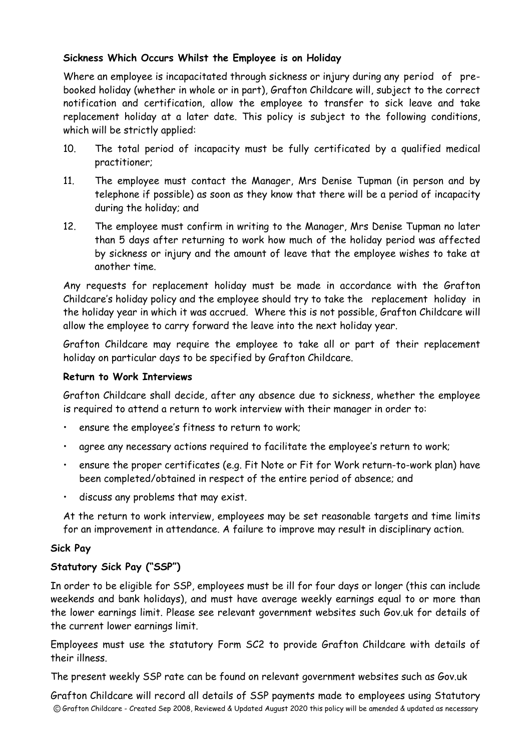**Sickness Which Occurs Whilst the Employee is on Holiday**

Where an employee is incapacitated through sickness or injury during any period of pre-booked holiday (whether in whole or in part), Grafton Childcare will, subject to the correct notification and certification, allow the employee to transfer to sick leave and take replacement holiday at a later date. This policy is subject to the following conditions, which will be strictly applied:

10. The total period of incapacity must be fully certificated by a qualified medical practitioner;
11. The employee must contact the Manager, Mrs Denise Tupman (in person and by telephone if possible) as soon as they know that there will be a period of incapacity during the holiday; and
12. The employee must confirm in writing to the Manager, Mrs Denise Tupman no later than 5 days after returning to work how much of the holiday period was affected by sickness or injury and the amount of leave that the employee wishes to take at another time.

Any requests for replacement holiday must be made in accordance with the Grafton Childcare's holiday policy and the employee should try to take the replacement holiday in the holiday year in which it was accrued. Where this is not possible, Grafton Childcare will allow the employee to carry forward the leave into the next holiday year.

Grafton Childcare may require the employee to take all or part of their replacement holiday on particular days to be specified by Grafton Childcare.

**Return to Work Interviews**

Grafton Childcare shall decide, after any absence due to sickness, whether the employee is required to attend a return to work interview with their manager in order to:

- ensure the employee's fitness to return to work;
- agree any necessary actions required to facilitate the employee's return to work;
- ensure the proper certificates (e.g. Fit Note or Fit for Work return-to-work plan) have been completed/obtained in respect of the entire period of absence; and
- discuss any problems that may exist.

At the return to work interview, employees may be set reasonable targets and time limits for an improvement in attendance. A failure to improve may result in disciplinary action.

**Sick Pay**

**Statutory Sick Pay ("SSP")**

In order to be eligible for SSP, employees must be ill for four days or longer (this can include weekends and bank holidays), and must have average weekly earnings equal to or more than the lower earnings limit. Please see relevant government websites such Gov.uk for details of the current lower earnings limit.

Employees must use the statutory Form SC2 to provide Grafton Childcare with details of their illness.

The present weekly SSP rate can be found on relevant government websites such as Gov.uk

Grafton Childcare will record all details of SSP payments made to employees using Statutory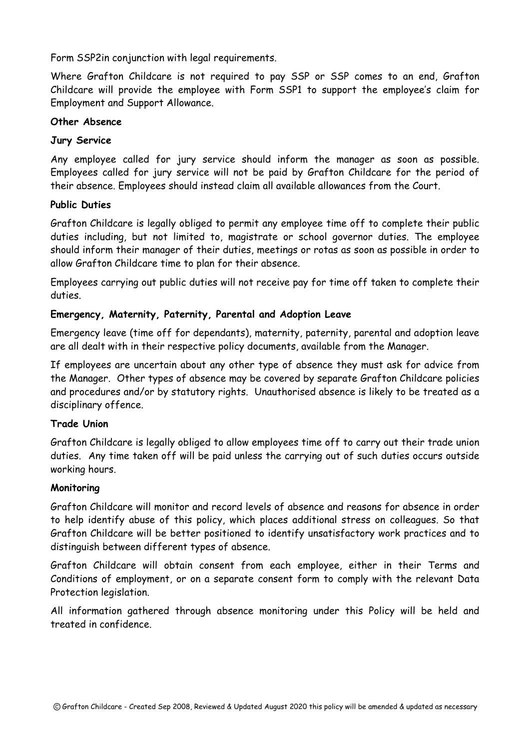Form SSP2in conjunction with legal requirements.

Where Grafton Childcare is not required to pay SSP or SSP comes to an end, Grafton Childcare will provide the employee with Form SSP1 to support the employee's claim for Employment and Support Allowance.

**Other Absence**

**Jury Service**

Any employee called for jury service should inform the manager as soon as possible. Employees called for jury service will not be paid by Grafton Childcare for the period of their absence. Employees should instead claim all available allowances from the Court.

**Public Duties**

Grafton Childcare is legally obliged to permit any employee time off to complete their public duties including, but not limited to, magistrate or school governor duties. The employee should inform their manager of their duties, meetings or rotas as soon as possible in order to allow Grafton Childcare time to plan for their absence.

Employees carrying out public duties will not receive pay for time off taken to complete their duties.

**Emergency, Maternity, Paternity, Parental and Adoption Leave**

Emergency leave (time off for dependants), maternity, paternity, parental and adoption leave are all dealt with in their respective policy documents, available from the Manager.

If employees are uncertain about any other type of absence they must ask for advice from the Manager. Other types of absence may be covered by separate Grafton Childcare policies and procedures and/or by statutory rights. Unauthorised absence is likely to be treated as a disciplinary offence.

**Trade Union**

Grafton Childcare is legally obliged to allow employees time off to carry out their trade union duties. Any time taken off will be paid unless the carrying out of such duties occurs outside working hours.

**Monitoring**

Grafton Childcare will monitor and record levels of absence and reasons for absence in order to help identify abuse of this policy, which places additional stress on colleagues. So that Grafton Childcare will be better positioned to identify unsatisfactory work practices and to distinguish between different types of absence.

Grafton Childcare will obtain consent from each employee, either in their Terms and Conditions of employment, or on a separate consent form to comply with the relevant Data Protection legislation.

All information gathered through absence monitoring under this Policy will be held and treated in confidence.